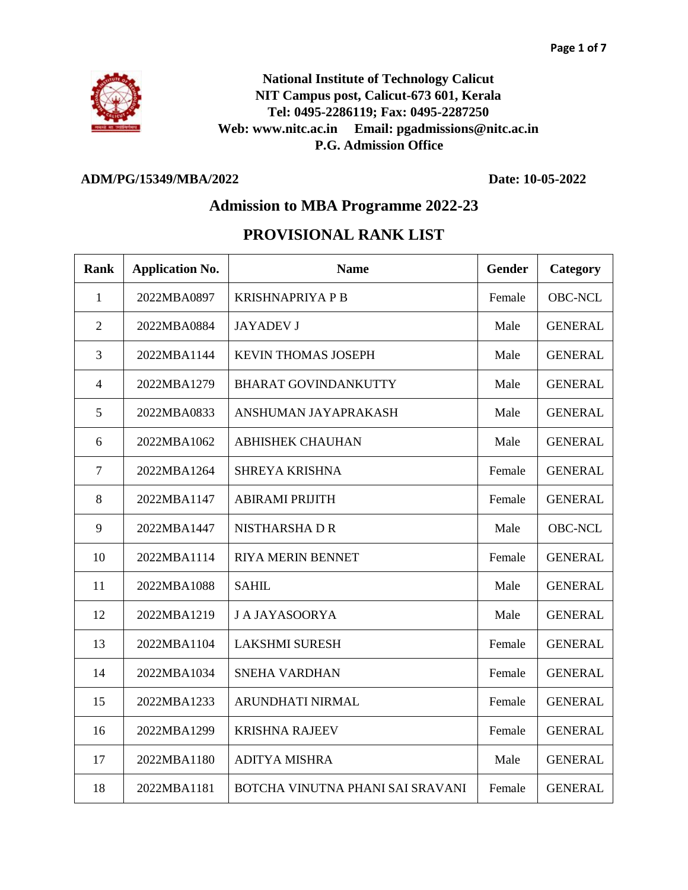**National Institute of Technology Calicut**
**NIT Campus post, Calicut-673 601, Kerala**
**Tel: 0495-2286119; Fax: 0495-2287250**
**Web: www.nitc.ac.in Email: pgadmissions@nitc.ac.in**
**P.G. Admission Office**

**ADM/PG/15349/MBA/2022** **Date: 10-05-2022**

## Admission to MBA Programme 2022-23

## PROVISIONAL RANK LIST

| Rank | Application No. | Name | Gender | Category |
|---|---|---|---|---|
| 1 | 2022MBA0897 | KRISHNAPRIYA P B | Female | OBC-NCL |
| 2 | 2022MBA0884 | JAYADEV J | Male | GENERAL |
| 3 | 2022MBA1144 | KEVIN THOMAS JOSEPH | Male | GENERAL |
| 4 | 2022MBA1279 | BHARAT GOVINDANKUTTY | Male | GENERAL |
| 5 | 2022MBA0833 | ANSHUMAN JAYAPRAKASH | Male | GENERAL |
| 6 | 2022MBA1062 | ABHISHEK CHAUHAN | Male | GENERAL |
| 7 | 2022MBA1264 | SHREYA KRISHNA | Female | GENERAL |
| 8 | 2022MBA1147 | ABIRAMI PRIJITH | Female | GENERAL |
| 9 | 2022MBA1447 | NISTHARSHA D R | Male | OBC-NCL |
| 10 | 2022MBA1114 | RIYA MERIN BENNET | Female | GENERAL |
| 11 | 2022MBA1088 | SAHIL | Male | GENERAL |
| 12 | 2022MBA1219 | J A JAYASOORYA | Male | GENERAL |
| 13 | 2022MBA1104 | LAKSHMI SURESH | Female | GENERAL |
| 14 | 2022MBA1034 | SNEHA VARDHAN | Female | GENERAL |
| 15 | 2022MBA1233 | ARUNDHATI NIRMAL | Female | GENERAL |
| 16 | 2022MBA1299 | KRISHNA RAJEEV | Female | GENERAL |
| 17 | 2022MBA1180 | ADITYA MISHRA | Male | GENERAL |
| 18 | 2022MBA1181 | BOTCHA VINUTNA PHANI SAI SRAVANI | Female | GENERAL |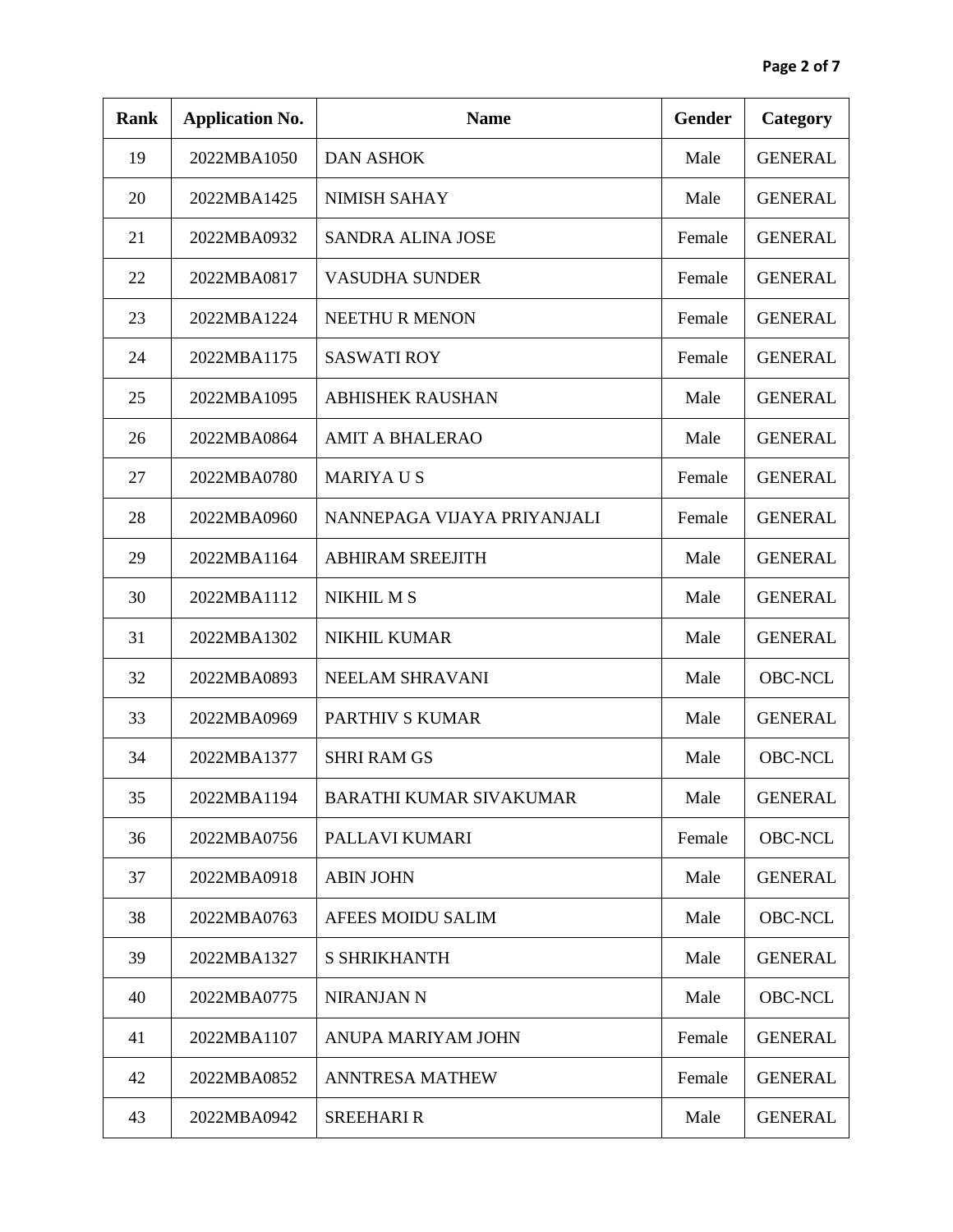| Rank | Application No. | Name | Gender | Category |
|---|---|---|---|---|
| 19 | 2022MBA1050 | DAN ASHOK | Male | GENERAL |
| 20 | 2022MBA1425 | NIMISH SAHAY | Male | GENERAL |
| 21 | 2022MBA0932 | SANDRA ALINA JOSE | Female | GENERAL |
| 22 | 2022MBA0817 | VASUDHA SUNDER | Female | GENERAL |
| 23 | 2022MBA1224 | NEETHU R MENON | Female | GENERAL |
| 24 | 2022MBA1175 | SASWATI ROY | Female | GENERAL |
| 25 | 2022MBA1095 | ABHISHEK RAUSHAN | Male | GENERAL |
| 26 | 2022MBA0864 | AMIT A BHALERAO | Male | GENERAL |
| 27 | 2022MBA0780 | MARIYA U S | Female | GENERAL |
| 28 | 2022MBA0960 | NANNEPAGA VIJAYA PRIYANJALI | Female | GENERAL |
| 29 | 2022MBA1164 | ABHIRAM SREEJITH | Male | GENERAL |
| 30 | 2022MBA1112 | NIKHIL M S | Male | GENERAL |
| 31 | 2022MBA1302 | NIKHIL KUMAR | Male | GENERAL |
| 32 | 2022MBA0893 | NEELAM SHRAVANI | Male | OBC-NCL |
| 33 | 2022MBA0969 | PARTHIV S KUMAR | Male | GENERAL |
| 34 | 2022MBA1377 | SHRI RAM GS | Male | OBC-NCL |
| 35 | 2022MBA1194 | BARATHI KUMAR SIVAKUMAR | Male | GENERAL |
| 36 | 2022MBA0756 | PALLAVI KUMARI | Female | OBC-NCL |
| 37 | 2022MBA0918 | ABIN JOHN | Male | GENERAL |
| 38 | 2022MBA0763 | AFEES MOIDU SALIM | Male | OBC-NCL |
| 39 | 2022MBA1327 | S SHRIKHANTH | Male | GENERAL |
| 40 | 2022MBA0775 | NIRANJAN N | Male | OBC-NCL |
| 41 | 2022MBA1107 | ANUPA MARIYAM JOHN | Female | GENERAL |
| 42 | 2022MBA0852 | ANNTRESA MATHEW | Female | GENERAL |
| 43 | 2022MBA0942 | SREEHARI R | Male | GENERAL |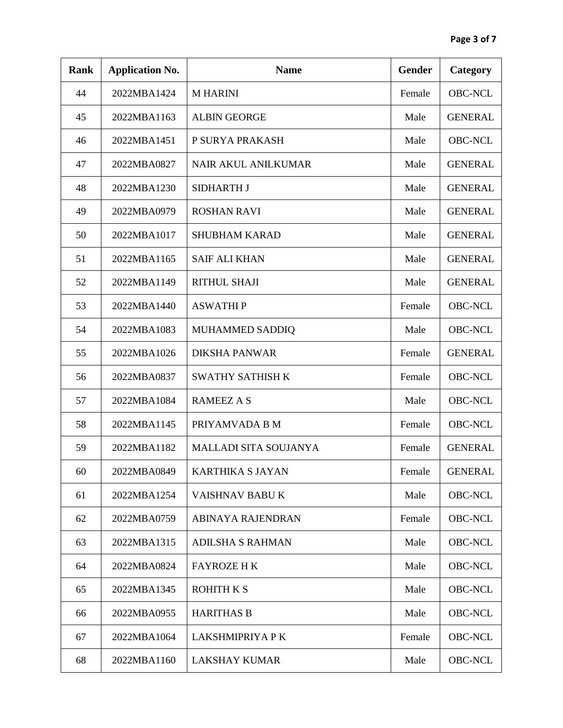| Rank | Application No. | Name | Gender | Category |
| --- | --- | --- | --- | --- |
| 44 | 2022MBA1424 | M HARINI | Female | OBC-NCL |
| 45 | 2022MBA1163 | ALBIN GEORGE | Male | GENERAL |
| 46 | 2022MBA1451 | P SURYA PRAKASH | Male | OBC-NCL |
| 47 | 2022MBA0827 | NAIR AKUL ANILKUMAR | Male | GENERAL |
| 48 | 2022MBA1230 | SIDHARTH J | Male | GENERAL |
| 49 | 2022MBA0979 | ROSHAN RAVI | Male | GENERAL |
| 50 | 2022MBA1017 | SHUBHAM KARAD | Male | GENERAL |
| 51 | 2022MBA1165 | SAIF ALI KHAN | Male | GENERAL |
| 52 | 2022MBA1149 | RITHUL SHAJI | Male | GENERAL |
| 53 | 2022MBA1440 | ASWATHI P | Female | OBC-NCL |
| 54 | 2022MBA1083 | MUHAMMED SADDIQ | Male | OBC-NCL |
| 55 | 2022MBA1026 | DIKSHA PANWAR | Female | GENERAL |
| 56 | 2022MBA0837 | SWATHY SATHISH K | Female | OBC-NCL |
| 57 | 2022MBA1084 | RAMEEZ A S | Male | OBC-NCL |
| 58 | 2022MBA1145 | PRIYAMVADA B M | Female | OBC-NCL |
| 59 | 2022MBA1182 | MALLADI SITA SOUJANYA | Female | GENERAL |
| 60 | 2022MBA0849 | KARTHIKA S JAYAN | Female | GENERAL |
| 61 | 2022MBA1254 | VAISHNAV BABU K | Male | OBC-NCL |
| 62 | 2022MBA0759 | ABINAYA RAJENDRAN | Female | OBC-NCL |
| 63 | 2022MBA1315 | ADILSHA S RAHMAN | Male | OBC-NCL |
| 64 | 2022MBA0824 | FAYROZE H K | Male | OBC-NCL |
| 65 | 2022MBA1345 | ROHITH K S | Male | OBC-NCL |
| 66 | 2022MBA0955 | HARITHAS B | Male | OBC-NCL |
| 67 | 2022MBA1064 | LAKSHMIPRIYA P K | Female | OBC-NCL |
| 68 | 2022MBA1160 | LAKSHAY KUMAR | Male | OBC-NCL |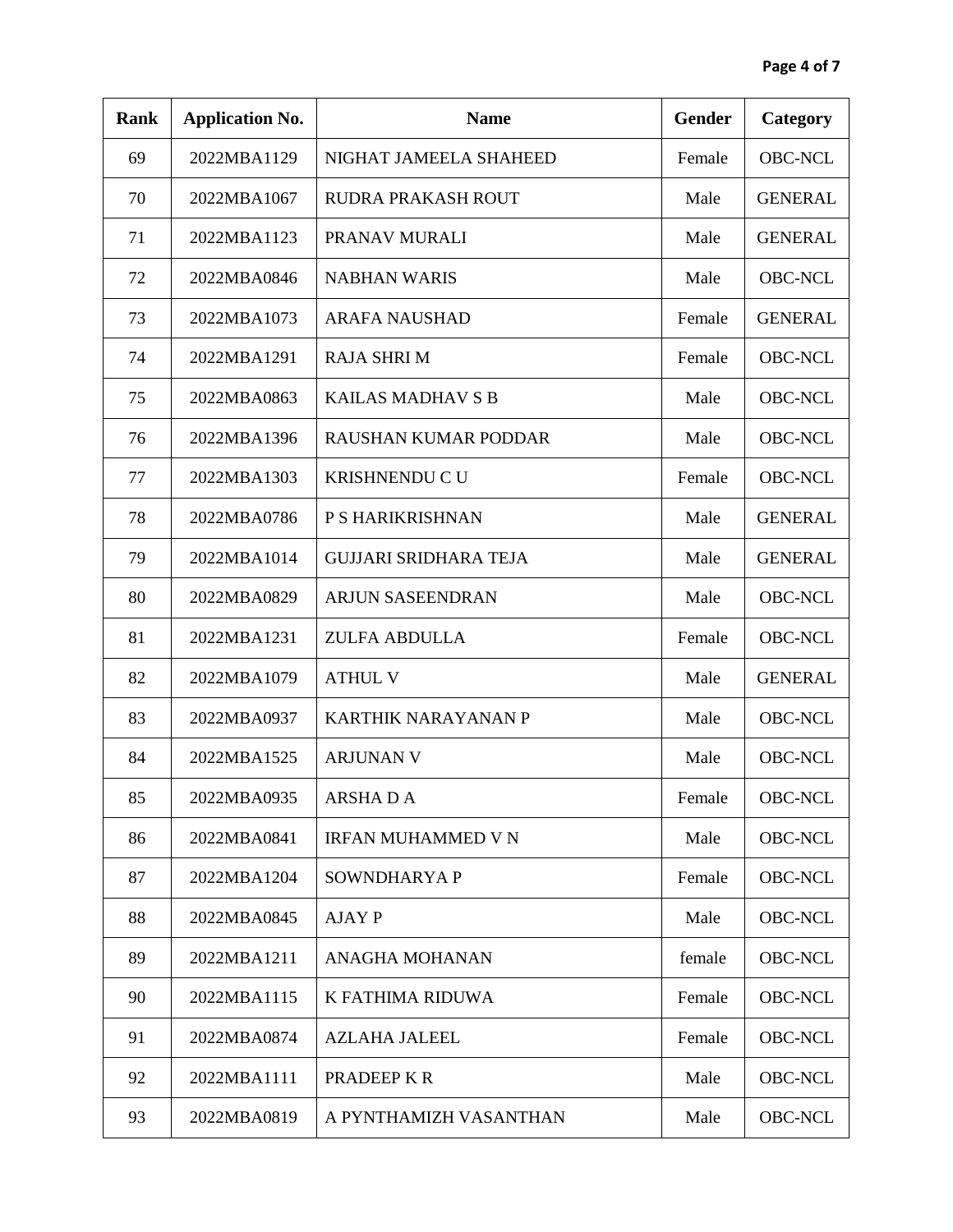| Rank | Application No. | Name | Gender | Category |
|---|---|---|---|---|
| 69 | 2022MBA1129 | NIGHAT JAMEELA SHAHEED | Female | OBC-NCL |
| 70 | 2022MBA1067 | RUDRA PRAKASH ROUT | Male | GENERAL |
| 71 | 2022MBA1123 | PRANAV MURALI | Male | GENERAL |
| 72 | 2022MBA0846 | NABHAN WARIS | Male | OBC-NCL |
| 73 | 2022MBA1073 | ARAFA NAUSHAD | Female | GENERAL |
| 74 | 2022MBA1291 | RAJA SHRI M | Female | OBC-NCL |
| 75 | 2022MBA0863 | KAILAS MADHAV S B | Male | OBC-NCL |
| 76 | 2022MBA1396 | RAUSHAN KUMAR PODDAR | Male | OBC-NCL |
| 77 | 2022MBA1303 | KRISHNENDU C U | Female | OBC-NCL |
| 78 | 2022MBA0786 | P S HARIKRISHNAN | Male | GENERAL |
| 79 | 2022MBA1014 | GUJJARI SRIDHARA TEJA | Male | GENERAL |
| 80 | 2022MBA0829 | ARJUN SASEENDRAN | Male | OBC-NCL |
| 81 | 2022MBA1231 | ZULFA ABDULLA | Female | OBC-NCL |
| 82 | 2022MBA1079 | ATHUL V | Male | GENERAL |
| 83 | 2022MBA0937 | KARTHIK NARAYANAN P | Male | OBC-NCL |
| 84 | 2022MBA1525 | ARJUNAN V | Male | OBC-NCL |
| 85 | 2022MBA0935 | ARSHA D A | Female | OBC-NCL |
| 86 | 2022MBA0841 | IRFAN MUHAMMED V N | Male | OBC-NCL |
| 87 | 2022MBA1204 | SOWNDHARYA P | Female | OBC-NCL |
| 88 | 2022MBA0845 | AJAY P | Male | OBC-NCL |
| 89 | 2022MBA1211 | ANAGHA MOHANAN | female | OBC-NCL |
| 90 | 2022MBA1115 | K FATHIMA RIDUWA | Female | OBC-NCL |
| 91 | 2022MBA0874 | AZLAHA JALEEL | Female | OBC-NCL |
| 92 | 2022MBA1111 | PRADEEP K R | Male | OBC-NCL |
| 93 | 2022MBA0819 | A PYNTHAMIZH VASANTHAN | Male | OBC-NCL |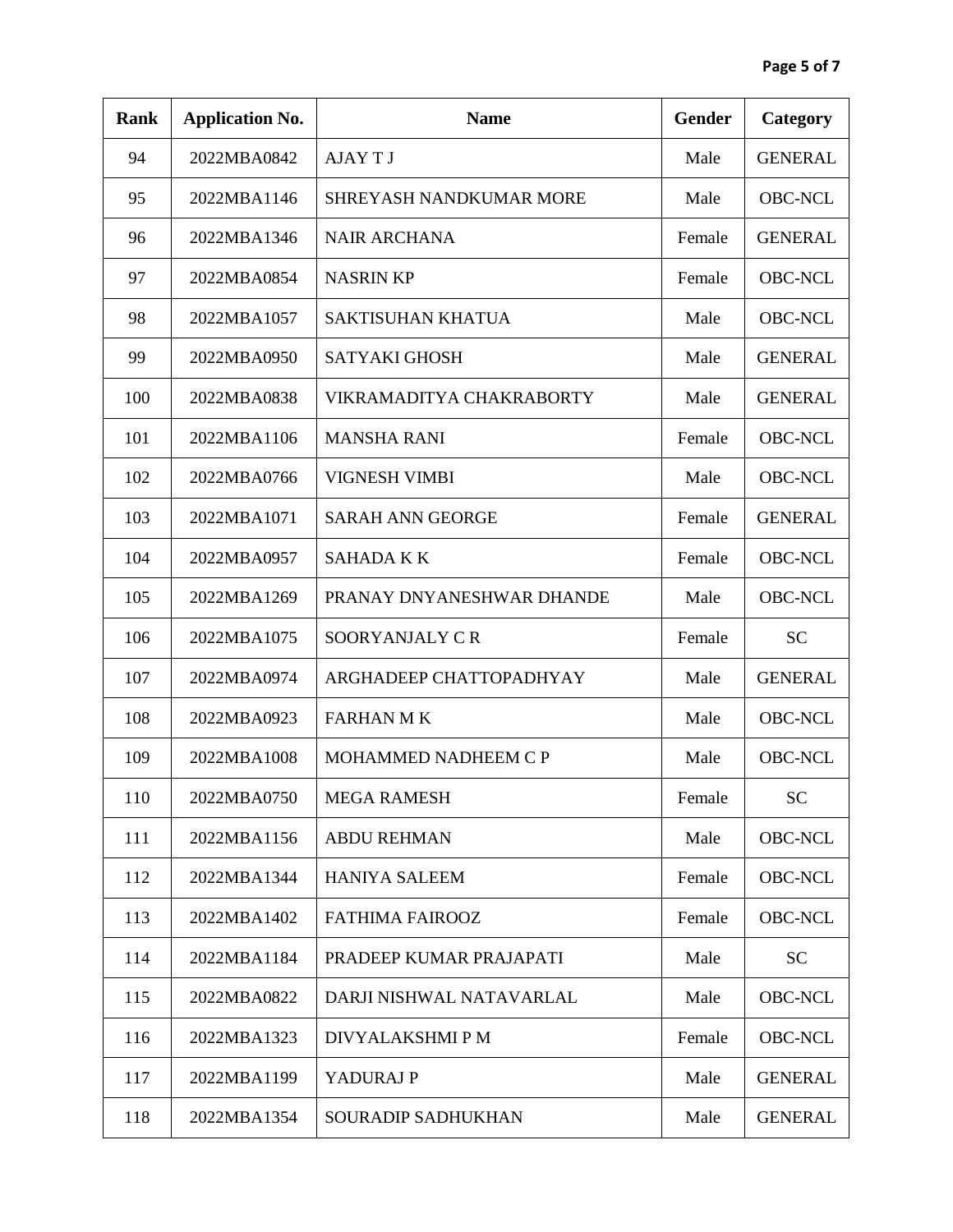| Rank | Application No. | Name | Gender | Category |
| --- | --- | --- | --- | --- |
| 94 | 2022MBA0842 | AJAY T J | Male | GENERAL |
| 95 | 2022MBA1146 | SHREYASH NANDKUMAR MORE | Male | OBC-NCL |
| 96 | 2022MBA1346 | NAIR ARCHANA | Female | GENERAL |
| 97 | 2022MBA0854 | NASRIN KP | Female | OBC-NCL |
| 98 | 2022MBA1057 | SAKTISUHAN KHATUA | Male | OBC-NCL |
| 99 | 2022MBA0950 | SATYAKI GHOSH | Male | GENERAL |
| 100 | 2022MBA0838 | VIKRAMADITYA CHAKRABORTY | Male | GENERAL |
| 101 | 2022MBA1106 | MANSHA RANI | Female | OBC-NCL |
| 102 | 2022MBA0766 | VIGNESH VIMBI | Male | OBC-NCL |
| 103 | 2022MBA1071 | SARAH ANN GEORGE | Female | GENERAL |
| 104 | 2022MBA0957 | SAHADA K K | Female | OBC-NCL |
| 105 | 2022MBA1269 | PRANAY DNYANESHWAR DHANDE | Male | OBC-NCL |
| 106 | 2022MBA1075 | SOORYANJALY C R | Female | SC |
| 107 | 2022MBA0974 | ARGHADEEP CHATTOPADHYAY | Male | GENERAL |
| 108 | 2022MBA0923 | FARHAN M K | Male | OBC-NCL |
| 109 | 2022MBA1008 | MOHAMMED NADHEEM C P | Male | OBC-NCL |
| 110 | 2022MBA0750 | MEGA RAMESH | Female | SC |
| 111 | 2022MBA1156 | ABDU REHMAN | Male | OBC-NCL |
| 112 | 2022MBA1344 | HANIYA SALEEM | Female | OBC-NCL |
| 113 | 2022MBA1402 | FATHIMA FAIROOZ | Female | OBC-NCL |
| 114 | 2022MBA1184 | PRADEEP KUMAR PRAJAPATI | Male | SC |
| 115 | 2022MBA0822 | DARJI NISHWAL NATAVARLAL | Male | OBC-NCL |
| 116 | 2022MBA1323 | DIVYALAKSHMI P M | Female | OBC-NCL |
| 117 | 2022MBA1199 | YADURAJ P | Male | GENERAL |
| 118 | 2022MBA1354 | SOURADIP SADHUKHAN | Male | GENERAL |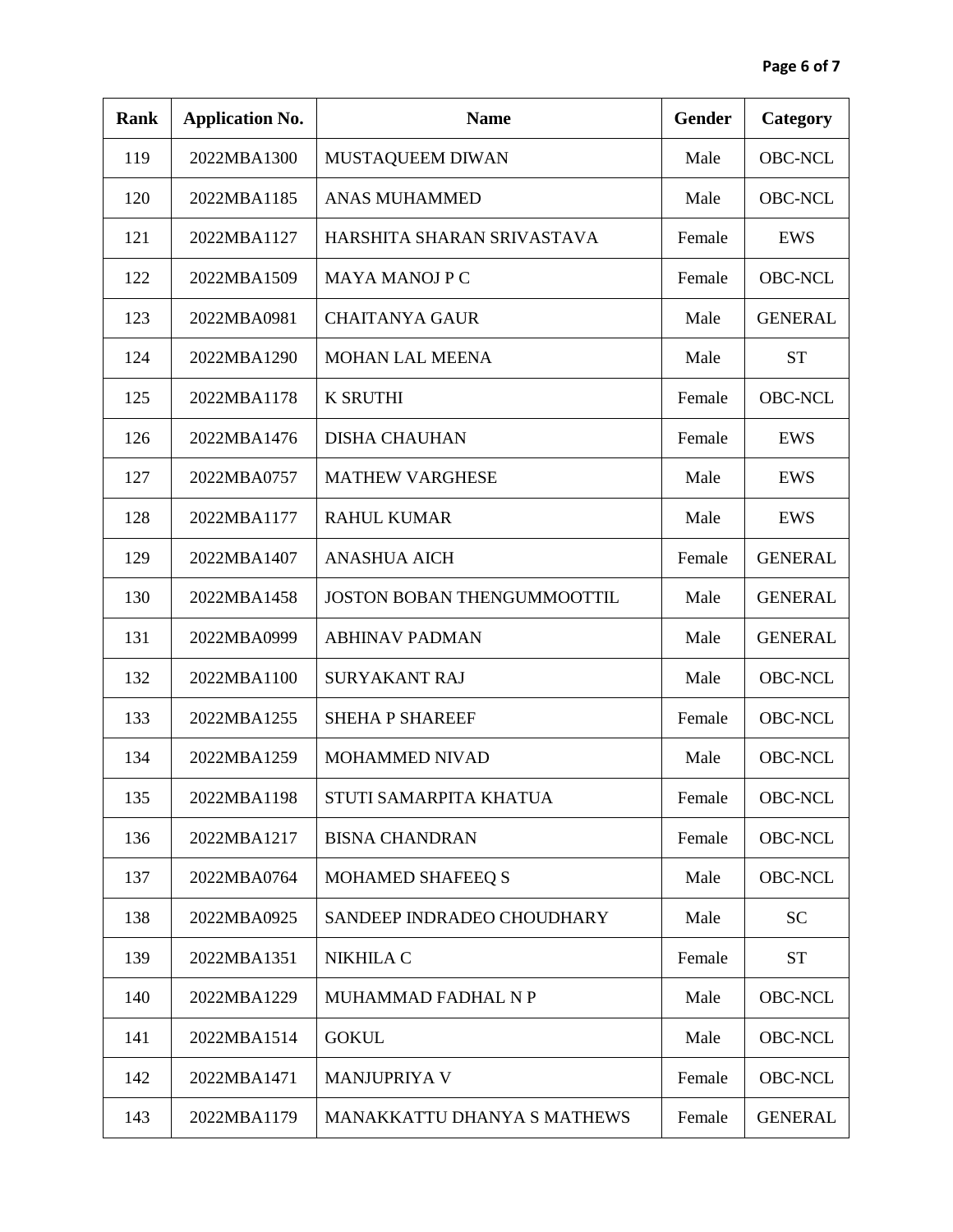| Rank | Application No. | Name | Gender | Category |
|---|---|---|---|---|
| 119 | 2022MBA1300 | MUSTAQUEEM DIWAN | Male | OBC-NCL |
| 120 | 2022MBA1185 | ANAS MUHAMMED | Male | OBC-NCL |
| 121 | 2022MBA1127 | HARSHITA SHARAN SRIVASTAVA | Female | EWS |
| 122 | 2022MBA1509 | MAYA MANOJ P C | Female | OBC-NCL |
| 123 | 2022MBA0981 | CHAITANYA GAUR | Male | GENERAL |
| 124 | 2022MBA1290 | MOHAN LAL MEENA | Male | ST |
| 125 | 2022MBA1178 | K SRUTHI | Female | OBC-NCL |
| 126 | 2022MBA1476 | DISHA CHAUHAN | Female | EWS |
| 127 | 2022MBA0757 | MATHEW VARGHESE | Male | EWS |
| 128 | 2022MBA1177 | RAHUL KUMAR | Male | EWS |
| 129 | 2022MBA1407 | ANASHUA AICH | Female | GENERAL |
| 130 | 2022MBA1458 | JOSTON BOBAN THENGUMMOOTTIL | Male | GENERAL |
| 131 | 2022MBA0999 | ABHINAV PADMAN | Male | GENERAL |
| 132 | 2022MBA1100 | SURYAKANT RAJ | Male | OBC-NCL |
| 133 | 2022MBA1255 | SHEHA P SHAREEF | Female | OBC-NCL |
| 134 | 2022MBA1259 | MOHAMMED NIVAD | Male | OBC-NCL |
| 135 | 2022MBA1198 | STUTI SAMARPITA KHATUA | Female | OBC-NCL |
| 136 | 2022MBA1217 | BISNA CHANDRAN | Female | OBC-NCL |
| 137 | 2022MBA0764 | MOHAMED SHAFEEQ S | Male | OBC-NCL |
| 138 | 2022MBA0925 | SANDEEP INDRADEO CHOUDHARY | Male | SC |
| 139 | 2022MBA1351 | NIKHILA C | Female | ST |
| 140 | 2022MBA1229 | MUHAMMAD FADHAL N P | Male | OBC-NCL |
| 141 | 2022MBA1514 | GOKUL | Male | OBC-NCL |
| 142 | 2022MBA1471 | MANJUPRIYA V | Female | OBC-NCL |
| 143 | 2022MBA1179 | MANAKKATTU DHANYA S MATHEWS | Female | GENERAL |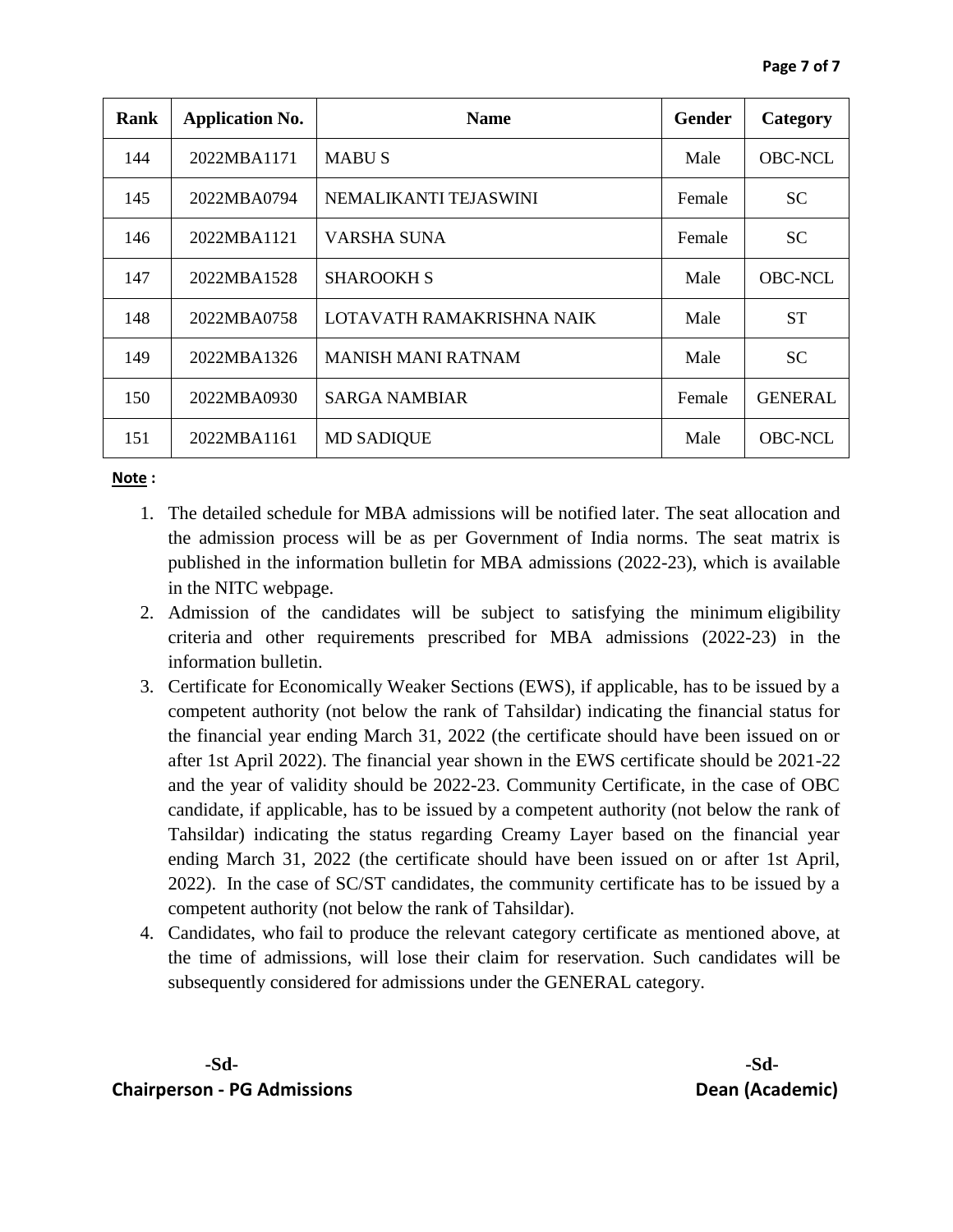| Rank | Application No. | Name | Gender | Category |
|---|---|---|---|---|
| 144 | 2022MBA1171 | MABU S | Male | OBC-NCL |
| 145 | 2022MBA0794 | NEMALIKANTI TEJASWINI | Female | SC |
| 146 | 2022MBA1121 | VARSHA SUNA | Female | SC |
| 147 | 2022MBA1528 | SHAROOKH S | Male | OBC-NCL |
| 148 | 2022MBA0758 | LOTAVATH RAMAKRISHNA NAIK | Male | ST |
| 149 | 2022MBA1326 | MANISH MANI RATNAM | Male | SC |
| 150 | 2022MBA0930 | SARGA NAMBIAR | Female | GENERAL |
| 151 | 2022MBA1161 | MD SADIQUE | Male | OBC-NCL |

**Note :**

1. The detailed schedule for MBA admissions will be notified later. The seat allocation and the admission process will be as per Government of India norms. The seat matrix is published in the information bulletin for MBA admissions (2022-23), which is available in the NITC webpage.
2. Admission of the candidates will be subject to satisfying the minimum eligibility criteria and other requirements prescribed for MBA admissions (2022-23) in the information bulletin.
3. Certificate for Economically Weaker Sections (EWS), if applicable, has to be issued by a competent authority (not below the rank of Tahsildar) indicating the financial status for the financial year ending March 31, 2022 (the certificate should have been issued on or after 1st April 2022). The financial year shown in the EWS certificate should be 2021-22 and the year of validity should be 2022-23. Community Certificate, in the case of OBC candidate, if applicable, has to be issued by a competent authority (not below the rank of Tahsildar) indicating the status regarding Creamy Layer based on the financial year ending March 31, 2022 (the certificate should have been issued on or after 1st April, 2022). In the case of SC/ST candidates, the community certificate has to be issued by a competent authority (not below the rank of Tahsildar).
4. Candidates, who fail to produce the relevant category certificate as mentioned above, at the time of admissions, will lose their claim for reservation. Such candidates will be subsequently considered for admissions under the GENERAL category.

-Sd-
**Chairperson - PG Admissions**

-Sd-
**Dean (Academic)**